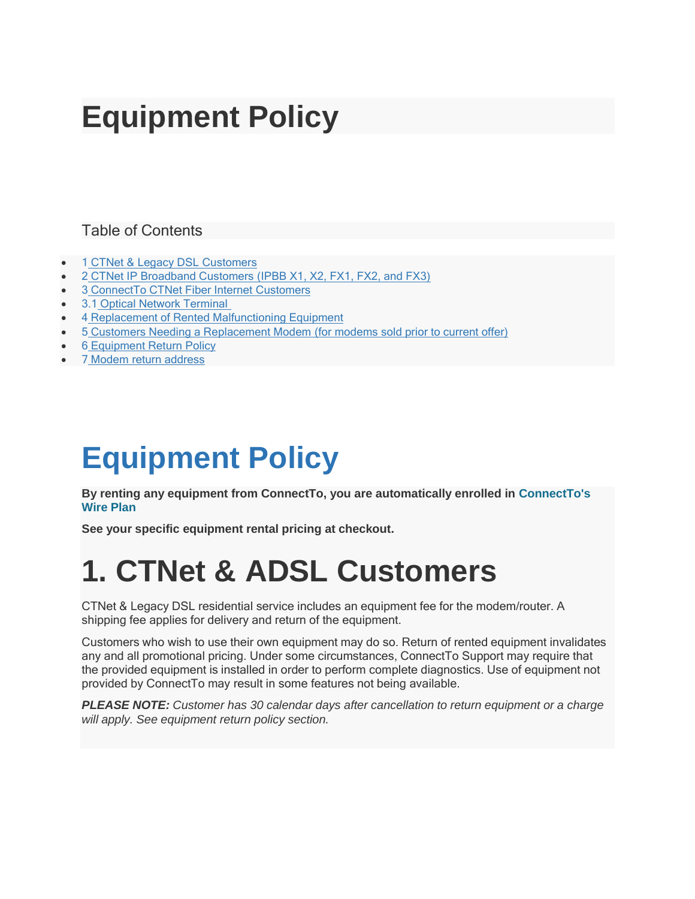# Equipment Policy

Table of Contents

- 1 CTNet & Legacy DSL Customers
- 2 CTNet IP Broadband Customers (IPBB X1, X2, FX1, FX2, and FX3)
- 3 ConnectTo CTNet Fiber Internet Customers
- 3.1 Optical Network Terminal
- 4 Replacement of Rented Malfunctioning Equipment
- 5 Customers Needing a Replacement Modem (for modems sold prior to current offer)
- 6 Equipment Return Policy
- 7 Modem return address

# Equipment Policy

**By renting any equipment from ConnectTo, you are automatically enrolled in ConnectTo's Wire Plan**

**See your specific equipment rental pricing at checkout.**

# 1. CTNet & ADSL Customers

CTNet & Legacy DSL residential service includes an equipment fee for the modem/router. A shipping fee applies for delivery and return of the equipment.

Customers who wish to use their own equipment may do so. Return of rented equipment invalidates any and all promotional pricing. Under some circumstances, ConnectTo Support may require that the provided equipment is installed in order to perform complete diagnostics. Use of equipment not provided by ConnectTo may result in some features not being available.

***PLEASE NOTE:*** *Customer has 30 calendar days after cancellation to return equipment or a charge will apply. See equipment return policy section.*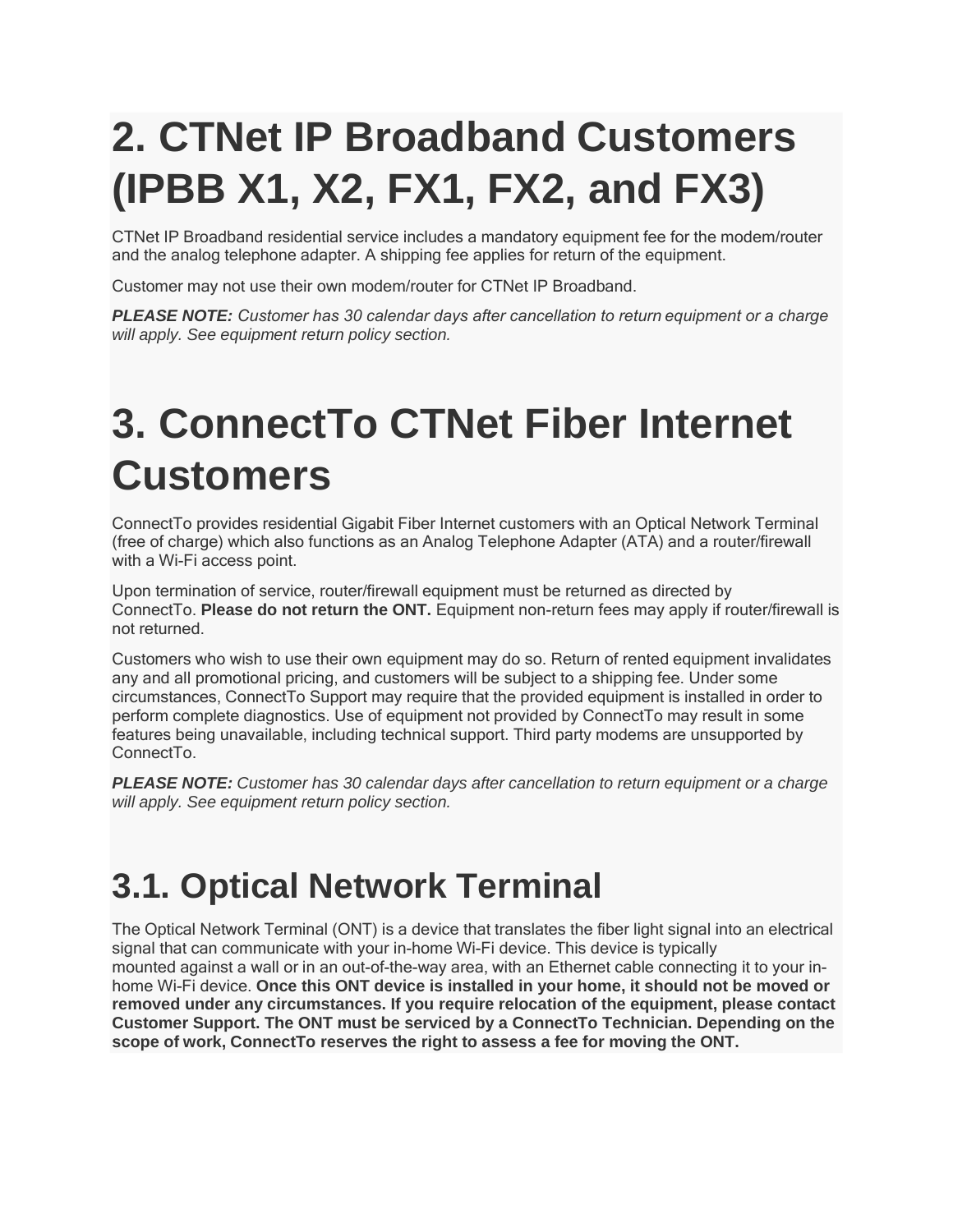# 2. CTNet IP Broadband Customers (IPBB X1, X2, FX1, FX2, and FX3)

CTNet IP Broadband residential service includes a mandatory equipment fee for the modem/router and the analog telephone adapter. A shipping fee applies for return of the equipment.

Customer may not use their own modem/router for CTNet IP Broadband.

***PLEASE NOTE:*** *Customer has 30 calendar days after cancellation to return equipment or a charge will apply. See equipment return policy section.*

# 3. ConnectTo CTNet Fiber Internet Customers

ConnectTo provides residential Gigabit Fiber Internet customers with an Optical Network Terminal (free of charge) which also functions as an Analog Telephone Adapter (ATA) and a router/firewall with a Wi-Fi access point.

Upon termination of service, router/firewall equipment must be returned as directed by ConnectTo. **Please do not return the ONT.** Equipment non-return fees may apply if router/firewall is not returned.

Customers who wish to use their own equipment may do so. Return of rented equipment invalidates any and all promotional pricing, and customers will be subject to a shipping fee. Under some circumstances, ConnectTo Support may require that the provided equipment is installed in order to perform complete diagnostics. Use of equipment not provided by ConnectTo may result in some features being unavailable, including technical support. Third party modems are unsupported by ConnectTo.

***PLEASE NOTE:*** *Customer has 30 calendar days after cancellation to return equipment or a charge will apply. See equipment return policy section.*

## 3.1. Optical Network Terminal

The Optical Network Terminal (ONT) is a device that translates the fiber light signal into an electrical signal that can communicate with your in-home Wi-Fi device. This device is typically mounted against a wall or in an out-of-the-way area, with an Ethernet cable connecting it to your in-home Wi-Fi device. **Once this ONT device is installed in your home, it should not be moved or removed under any circumstances. If you require relocation of the equipment, please contact Customer Support. The ONT must be serviced by a ConnectTo Technician. Depending on the scope of work, ConnectTo reserves the right to assess a fee for moving the ONT.**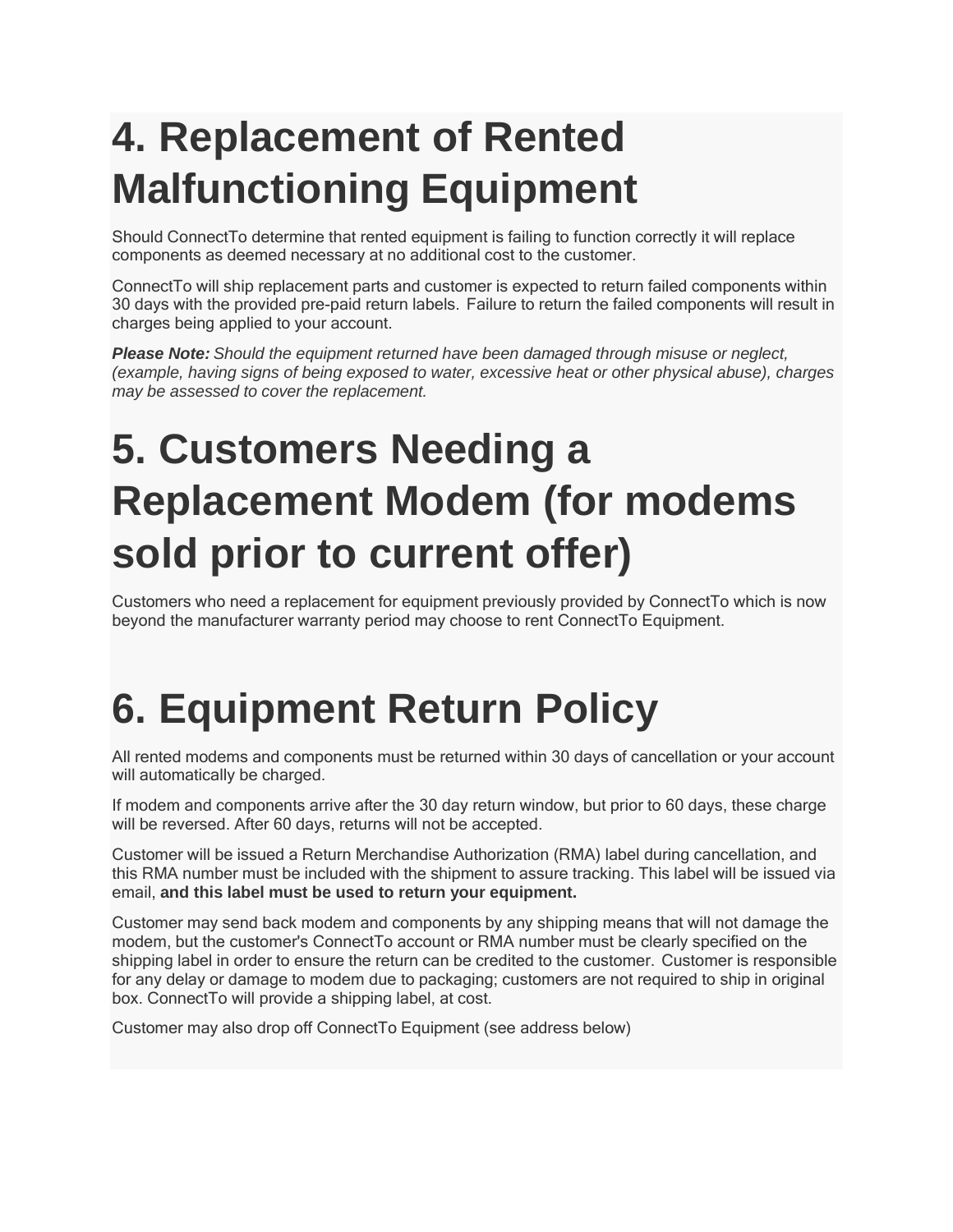# 4. Replacement of Rented Malfunctioning Equipment

Should ConnectTo determine that rented equipment is failing to function correctly it will replace components as deemed necessary at no additional cost to the customer.

ConnectTo will ship replacement parts and customer is expected to return failed components within 30 days with the provided pre-paid return labels. Failure to return the failed components will result in charges being applied to your account.

***Please Note:*** *Should the equipment returned have been damaged through misuse or neglect, (example, having signs of being exposed to water, excessive heat or other physical abuse), charges may be assessed to cover the replacement.*

# 5. Customers Needing a Replacement Modem (for modems sold prior to current offer)

Customers who need a replacement for equipment previously provided by ConnectTo which is now beyond the manufacturer warranty period may choose to rent ConnectTo Equipment.

# 6. Equipment Return Policy

All rented modems and components must be returned within 30 days of cancellation or your account will automatically be charged.

If modem and components arrive after the 30 day return window, but prior to 60 days, these charge will be reversed. After 60 days, returns will not be accepted.

Customer will be issued a Return Merchandise Authorization (RMA) label during cancellation, and this RMA number must be included with the shipment to assure tracking. This label will be issued via email, **and this label must be used to return your equipment.**

Customer may send back modem and components by any shipping means that will not damage the modem, but the customer's ConnectTo account or RMA number must be clearly specified on the shipping label in order to ensure the return can be credited to the customer. Customer is responsible for any delay or damage to modem due to packaging; customers are not required to ship in original box. ConnectTo will provide a shipping label, at cost.

Customer may also drop off ConnectTo Equipment (see address below)